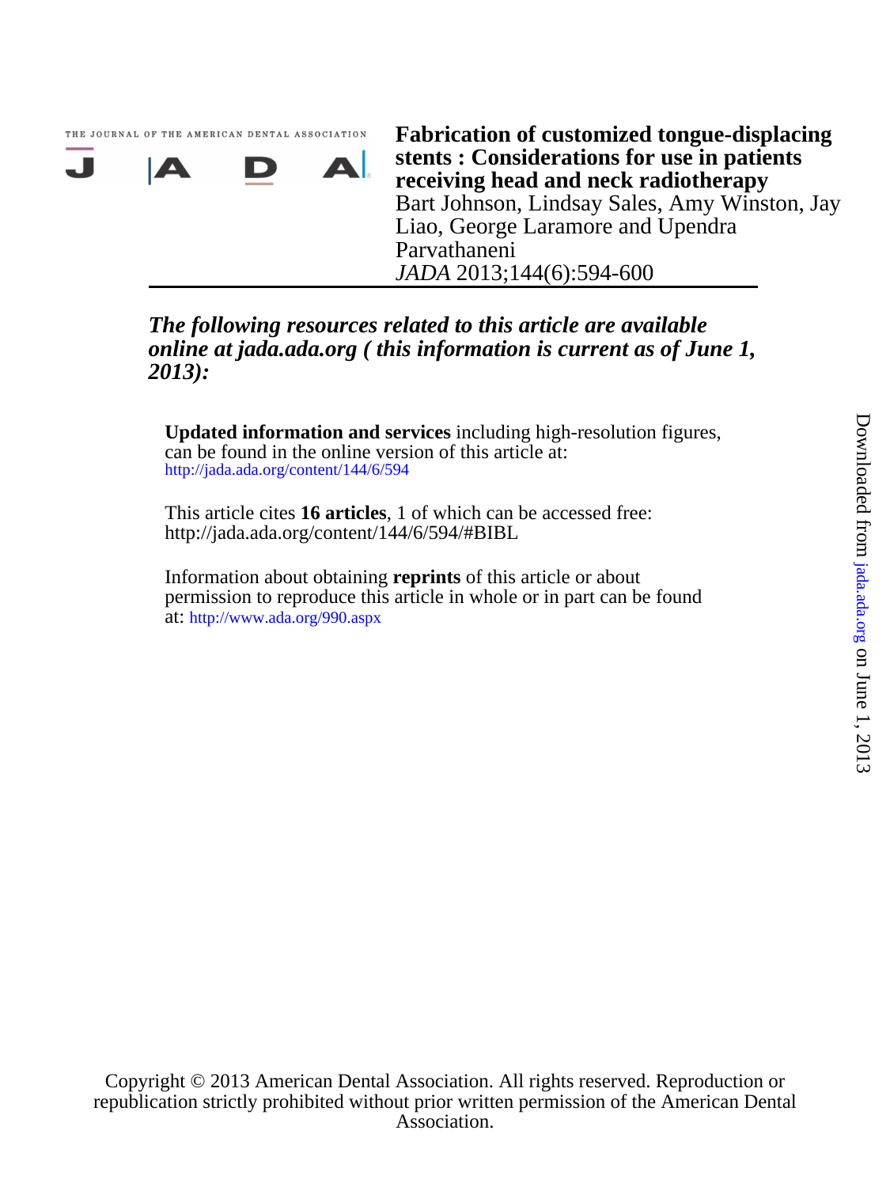THE JOURNAL OF THE AMERICAN DENTAL ASSOCIATION

JADA

# Fabrication of customized tongue-displacing stents : Considerations for use in patients receiving head and neck radiotherapy

Bart Johnson, Lindsay Sales, Amy Winston, Jay Liao, George Laramore and Upendra Parvathaneni

*JADA* 2013;144(6):594-600

***The following resources related to this article are available online at jada.ada.org ( this information is current as of June 1, 2013):***

**Updated information and services** including high-resolution figures, can be found in the online version of this article at:
http://jada.ada.org/content/144/6/594

This article cites **16 articles**, 1 of which can be accessed free:
http://jada.ada.org/content/144/6/594/#BIBL

Information about obtaining **reprints** of this article or about permission to reproduce this article in whole or in part can be found at: http://www.ada.org/990.aspx

Downloaded from jada.ada.org on June 1, 2013

Copyright © 2013 American Dental Association. All rights reserved. Reproduction or republication strictly prohibited without prior written permission of the American Dental Association.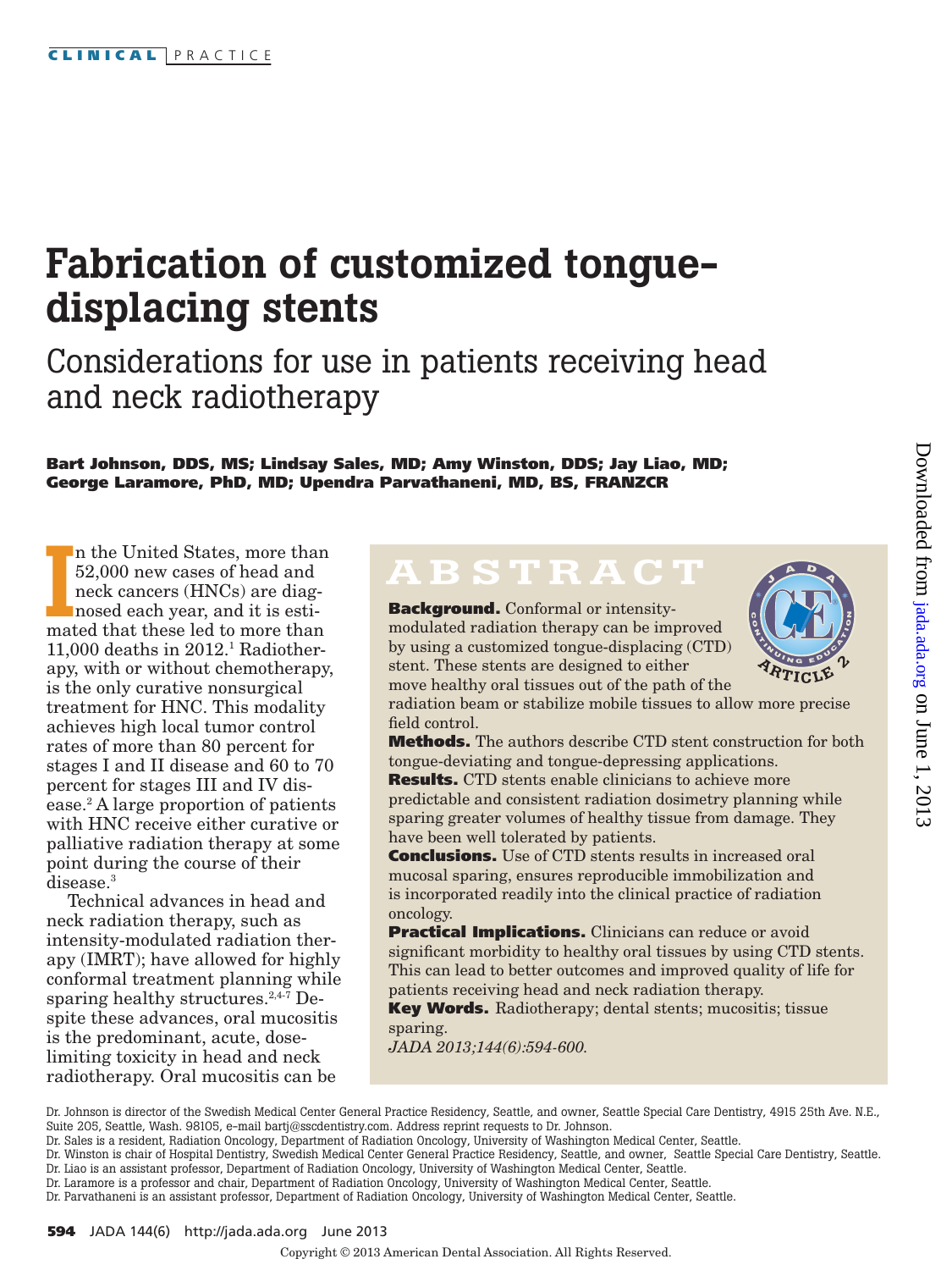# Fabrication of customized tongue-displacing stents

## Considerations for use in patients receiving head and neck radiotherapy

**Bart Johnson, DDS, MS; Lindsay Sales, MD; Amy Winston, DDS; Jay Liao, MD; George Laramore, PhD, MD; Upendra Parvathaneni, MD, BS, FRANZCR**

## ABSTRACT

**Background.** Conformal or intensity-modulated radiation therapy can be improved by using a customized tongue-displacing (CTD) stent. These stents are designed to either move healthy oral tissues out of the path of the radiation beam or stabilize mobile tissues to allow more precise field control.

**Methods.** The authors describe CTD stent construction for both tongue-deviating and tongue-depressing applications.

**Results.** CTD stents enable clinicians to achieve more predictable and consistent radiation dosimetry planning while sparing greater volumes of healthy tissue from damage. They have been well tolerated by patients.

**Conclusions.** Use of CTD stents results in increased oral mucosal sparing, ensures reproducible immobilization and is incorporated readily into the clinical practice of radiation oncology.

**Practical Implications.** Clinicians can reduce or avoid significant morbidity to healthy oral tissues by using CTD stents. This can lead to better outcomes and improved quality of life for patients receiving head and neck radiation therapy.

**Key Words.** Radiotherapy; dental stents; mucositis; tissue sparing.

*JADA 2013;144(6):594-600.*

In the United States, more than 52,000 new cases of head and neck cancers (HNCs) are diagnosed each year, and it is estimated that these led to more than 11,000 deaths in 2012.[1] Radiotherapy, with or without chemotherapy, is the only curative nonsurgical treatment for HNC. This modality achieves high local tumor control rates of more than 80 percent for stages I and II disease and 60 to 70 percent for stages III and IV disease.[2] A large proportion of patients with HNC receive either curative or palliative radiation therapy at some point during the course of their disease.[3]

Technical advances in head and neck radiation therapy, such as intensity-modulated radiation therapy (IMRT); have allowed for highly conformal treatment planning while sparing healthy structures.[2,4-7] Despite these advances, oral mucositis is the predominant, acute, dose-limiting toxicity in head and neck radiotherapy. Oral mucositis can be

Dr. Johnson is director of the Swedish Medical Center General Practice Residency, Seattle, and owner, Seattle Special Care Dentistry, 4915 25th Ave. N.E., Suite 205, Seattle, Wash. 98105, e-mail bartj@sscdentistry.com. Address reprint requests to Dr. Johnson.

Dr. Sales is a resident, Radiation Oncology, Department of Radiation Oncology, University of Washington Medical Center, Seattle.

Dr. Winston is chair of Hospital Dentistry, Swedish Medical Center General Practice Residency, Seattle, and owner, Seattle Special Care Dentistry, Seattle.

Dr. Liao is an assistant professor, Department of Radiation Oncology, University of Washington Medical Center, Seattle.

Dr. Laramore is a professor and chair, Department of Radiation Oncology, University of Washington Medical Center, Seattle.

Dr. Parvathaneni is an assistant professor, Department of Radiation Oncology, University of Washington Medical Center, Seattle.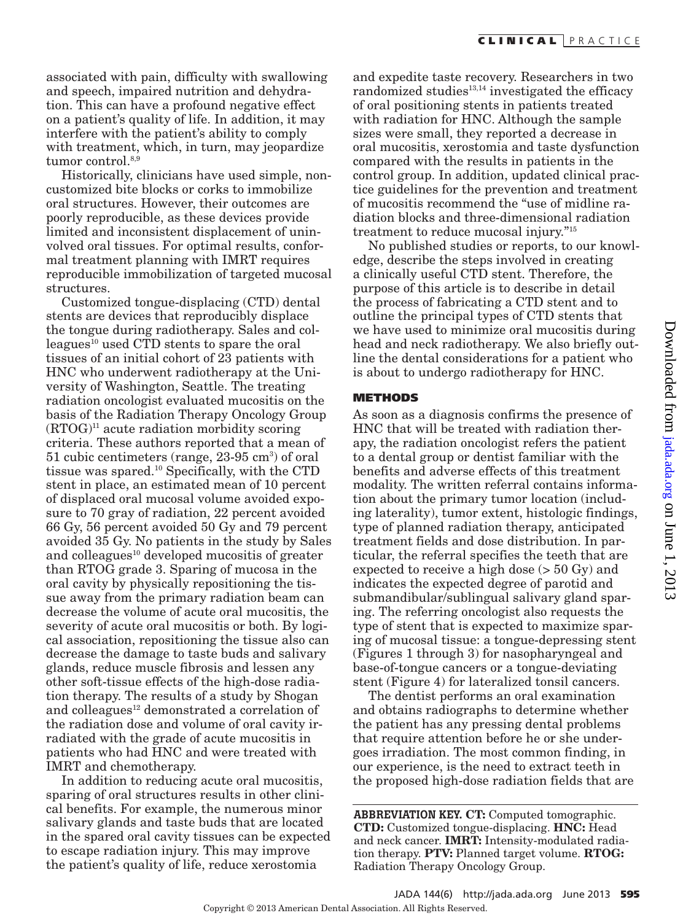associated with pain, difficulty with swallowing and speech, impaired nutrition and dehydration. This can have a profound negative effect on a patient's quality of life. In addition, it may interfere with the patient's ability to comply with treatment, which, in turn, may jeopardize tumor control.[8,9]

Historically, clinicians have used simple, noncustomized bite blocks or corks to immobilize oral structures. However, their outcomes are poorly reproducible, as these devices provide limited and inconsistent displacement of uninvolved oral tissues. For optimal results, conformal treatment planning with IMRT requires reproducible immobilization of targeted mucosal structures.

Customized tongue-displacing (CTD) dental stents are devices that reproducibly displace the tongue during radiotherapy. Sales and colleagues[10] used CTD stents to spare the oral tissues of an initial cohort of 23 patients with HNC who underwent radiotherapy at the University of Washington, Seattle. The treating radiation oncologist evaluated mucositis on the basis of the Radiation Therapy Oncology Group (RTOG)[11] acute radiation morbidity scoring criteria. These authors reported that a mean of 51 cubic centimeters (range, 23-95 $cm^3$) of oral tissue was spared.[10] Specifically, with the CTD stent in place, an estimated mean of 10 percent of displaced oral mucosal volume avoided exposure to 70 gray of radiation, 22 percent avoided 66 Gy, 56 percent avoided 50 Gy and 79 percent avoided 35 Gy. No patients in the study by Sales and colleagues[10] developed mucositis of greater than RTOG grade 3. Sparing of mucosa in the oral cavity by physically repositioning the tissue away from the primary radiation beam can decrease the volume of acute oral mucositis, the severity of acute oral mucositis or both. By logical association, repositioning the tissue also can decrease the damage to taste buds and salivary glands, reduce muscle fibrosis and lessen any other soft-tissue effects of the high-dose radiation therapy. The results of a study by Shogan and colleagues[12] demonstrated a correlation of the radiation dose and volume of oral cavity irradiated with the grade of acute mucositis in patients who had HNC and were treated with IMRT and chemotherapy.

In addition to reducing acute oral mucositis, sparing of oral structures results in other clinical benefits. For example, the numerous minor salivary glands and taste buds that are located in the spared oral cavity tissues can be expected to escape radiation injury. This may improve the patient's quality of life, reduce xerostomia and expedite taste recovery. Researchers in two randomized studies[13,14] investigated the efficacy of oral positioning stents in patients treated with radiation for HNC. Although the sample sizes were small, they reported a decrease in oral mucositis, xerostomia and taste dysfunction compared with the results in patients in the control group. In addition, updated clinical practice guidelines for the prevention and treatment of mucositis recommend the "use of midline radiation blocks and three-dimensional radiation treatment to reduce mucosal injury."[15]

No published studies or reports, to our knowledge, describe the steps involved in creating a clinically useful CTD stent. Therefore, the purpose of this article is to describe in detail the process of fabricating a CTD stent and to outline the principal types of CTD stents that we have used to minimize oral mucositis during head and neck radiotherapy. We also briefly outline the dental considerations for a patient who is about to undergo radiotherapy for HNC.

## METHODS

As soon as a diagnosis confirms the presence of HNC that will be treated with radiation therapy, the radiation oncologist refers the patient to a dental group or dentist familiar with the benefits and adverse effects of this treatment modality. The written referral contains information about the primary tumor location (including laterality), tumor extent, histologic findings, type of planned radiation therapy, anticipated treatment fields and dose distribution. In particular, the referral specifies the teeth that are expected to receive a high dose (> 50 Gy) and indicates the expected degree of parotid and submandibular/sublingual salivary gland sparing. The referring oncologist also requests the type of stent that is expected to maximize sparing of mucosal tissue: a tongue-depressing stent (Figures 1 through 3) for nasopharyngeal and base-of-tongue cancers or a tongue-deviating stent (Figure 4) for lateralized tonsil cancers.

The dentist performs an oral examination and obtains radiographs to determine whether the patient has any pressing dental problems that require attention before he or she undergoes irradiation. The most common finding, in our experience, is the need to extract teeth in the proposed high-dose radiation fields that are

**ABBREVIATION KEY. CT:** Computed tomographic. **CTD:** Customized tongue-displacing. **HNC:** Head and neck cancer. **IMRT:** Intensity-modulated radiation therapy. **PTV:** Planned target volume. **RTOG:** Radiation Therapy Oncology Group.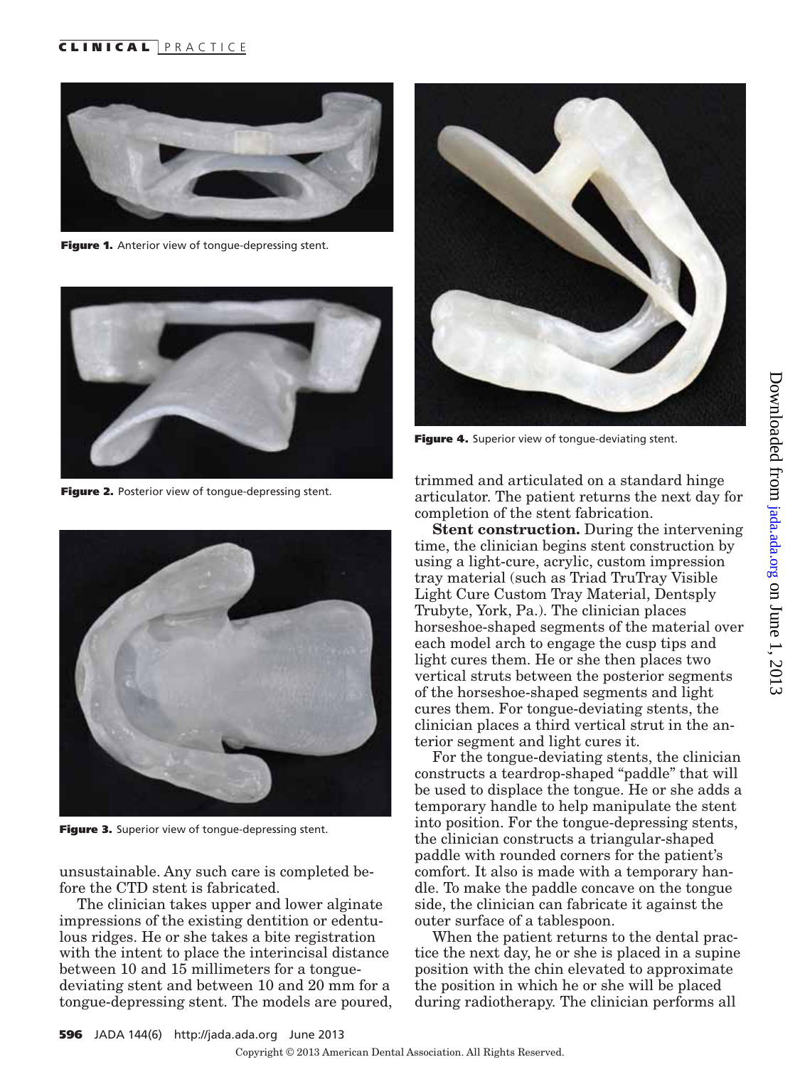Figure 1. Anterior view of tongue-depressing stent.

Figure 2. Posterior view of tongue-depressing stent.

Figure 3. Superior view of tongue-depressing stent.

unsustainable. Any such care is completed before the CTD stent is fabricated.

The clinician takes upper and lower alginate impressions of the existing dentition or edentulous ridges. He or she takes a bite registration with the intent to place the interincisal distance between 10 and 15 millimeters for a tongue-deviating stent and between 10 and 20 mm for a tongue-depressing stent. The models are poured, trimmed and articulated on a standard hinge articulator. The patient returns the next day for completion of the stent fabrication.

**Stent construction.** During the intervening time, the clinician begins stent construction by using a light-cure, acrylic, custom impression tray material (such as Triad TruTray Visible Light Cure Custom Tray Material, Dentsply Trubyte, York, Pa.). The clinician places horseshoe-shaped segments of the material over each model arch to engage the cusp tips and light cures them. He or she then places two vertical struts between the posterior segments of the horseshoe-shaped segments and light cures them. For tongue-deviating stents, the clinician places a third vertical strut in the anterior segment and light cures it.

For the tongue-deviating stents, the clinician constructs a teardrop-shaped "paddle" that will be used to displace the tongue. He or she adds a temporary handle to help manipulate the stent into position. For the tongue-depressing stents, the clinician constructs a triangular-shaped paddle with rounded corners for the patient's comfort. It also is made with a temporary handle. To make the paddle concave on the tongue side, the clinician can fabricate it against the outer surface of a tablespoon.

Figure 4. Superior view of tongue-deviating stent.

When the patient returns to the dental practice the next day, he or she is placed in a supine position with the chin elevated to approximate the position in which he or she will be placed during radiotherapy. The clinician performs all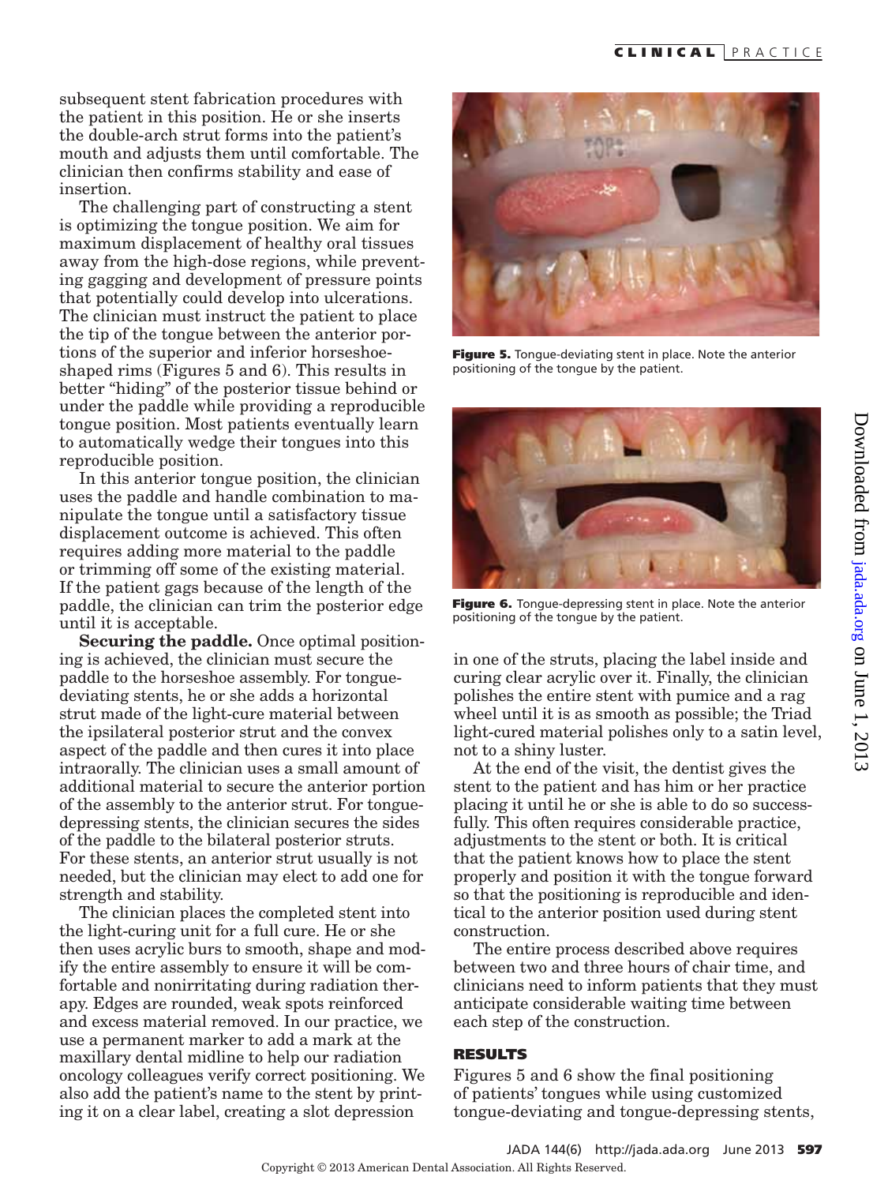subsequent stent fabrication procedures with the patient in this position. He or she inserts the double-arch strut forms into the patient's mouth and adjusts them until comfortable. The clinician then confirms stability and ease of insertion.

The challenging part of constructing a stent is optimizing the tongue position. We aim for maximum displacement of healthy oral tissues away from the high-dose regions, while preventing gagging and development of pressure points that potentially could develop into ulcerations. The clinician must instruct the patient to place the tip of the tongue between the anterior portions of the superior and inferior horseshoe-shaped rims (Figures 5 and 6). This results in better "hiding" of the posterior tissue behind or under the paddle while providing a reproducible tongue position. Most patients eventually learn to automatically wedge their tongues into this reproducible position.

In this anterior tongue position, the clinician uses the paddle and handle combination to manipulate the tongue until a satisfactory tissue displacement outcome is achieved. This often requires adding more material to the paddle or trimming off some of the existing material. If the patient gags because of the length of the paddle, the clinician can trim the posterior edge until it is acceptable.

**Securing the paddle.** Once optimal positioning is achieved, the clinician must secure the paddle to the horseshoe assembly. For tongue-deviating stents, he or she adds a horizontal strut made of the light-cure material between the ipsilateral posterior strut and the convex aspect of the paddle and then cures it into place intraorally. The clinician uses a small amount of additional material to secure the anterior portion of the assembly to the anterior strut. For tongue-depressing stents, the clinician secures the sides of the paddle to the bilateral posterior struts. For these stents, an anterior strut usually is not needed, but the clinician may elect to add one for strength and stability.

The clinician places the completed stent into the light-curing unit for a full cure. He or she then uses acrylic burs to smooth, shape and modify the entire assembly to ensure it will be comfortable and nonirritating during radiation therapy. Edges are rounded, weak spots reinforced and excess material removed. In our practice, we use a permanent marker to add a mark at the maxillary dental midline to help our radiation oncology colleagues verify correct positioning. We also add the patient's name to the stent by printing it on a clear label, creating a slot depression in one of the struts, placing the label inside and curing clear acrylic over it. Finally, the clinician polishes the entire stent with pumice and a rag wheel until it is as smooth as possible; the Triad light-cured material polishes only to a satin level, not to a shiny luster.

At the end of the visit, the dentist gives the stent to the patient and has him or her practice placing it until he or she is able to do so successfully. This often requires considerable practice, adjustments to the stent or both. It is critical that the patient knows how to place the stent properly and position it with the tongue forward so that the positioning is reproducible and identical to the anterior position used during stent construction.

The entire process described above requires between two and three hours of chair time, and clinicians need to inform patients that they must anticipate considerable waiting time between each step of the construction.

**Figure 5.** Tongue-deviating stent in place. Note the anterior positioning of the tongue by the patient.

**Figure 6.** Tongue-depressing stent in place. Note the anterior positioning of the tongue by the patient.

## RESULTS

Figures 5 and 6 show the final positioning of patients' tongues while using customized tongue-deviating and tongue-depressing stents,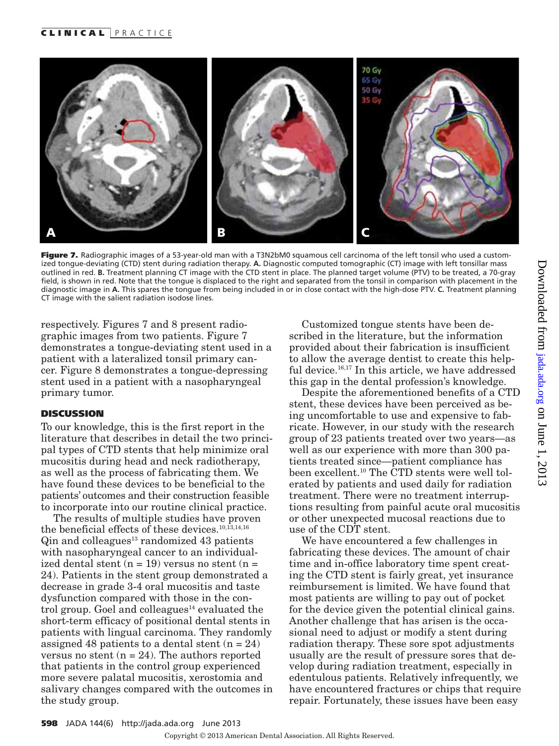**Figure 7.** Radiographic images of a 53-year-old man with a T3N2bM0 squamous cell carcinoma of the left tonsil who used a customized tongue-deviating (CTD) stent during radiation therapy. **A.** Diagnostic computed tomographic (CT) image with left tonsillar mass outlined in red. **B.** Treatment planning CT image with the CTD stent in place. The planned target volume (PTV) to be treated, a 70-gray field, is shown in red. Note that the tongue is displaced to the right and separated from the tonsil in comparison with placement in the diagnostic image in **A.** This spares the tongue from being included in or in close contact with the high-dose PTV. **C.** Treatment planning CT image with the salient radiation isodose lines.

respectively. Figures 7 and 8 present radiographic images from two patients. Figure 7 demonstrates a tongue-deviating stent used in a patient with a lateralized tonsil primary cancer. Figure 8 demonstrates a tongue-depressing stent used in a patient with a nasopharyngeal primary tumor.

## DISCUSSION

To our knowledge, this is the first report in the literature that describes in detail the two principal types of CTD stents that help minimize oral mucositis during head and neck radiotherapy, as well as the process of fabricating them. We have found these devices to be beneficial to the patients' outcomes and their construction feasible to incorporate into our routine clinical practice.

The results of multiple studies have proven the beneficial effects of these devices.[10,13,14,16] Qin and colleagues[13] randomized 43 patients with nasopharyngeal cancer to an individualized dental stent (n = 19) versus no stent (n = 24). Patients in the stent group demonstrated a decrease in grade 3-4 oral mucositis and taste dysfunction compared with those in the control group. Goel and colleagues[14] evaluated the short-term efficacy of positional dental stents in patients with lingual carcinoma. They randomly assigned 48 patients to a dental stent (n = 24) versus no stent (n = 24). The authors reported that patients in the control group experienced more severe palatal mucositis, xerostomia and salivary changes compared with the outcomes in the study group.

Customized tongue stents have been described in the literature, but the information provided about their fabrication is insufficient to allow the average dentist to create this helpful device.[16,17] In this article, we have addressed this gap in the dental profession's knowledge.

Despite the aforementioned benefits of a CTD stent, these devices have been perceived as being uncomfortable to use and expensive to fabricate. However, in our study with the research group of 23 patients treated over two years—as well as our experience with more than 300 patients treated since—patient compliance has been excellent.[10] The CTD stents were well tolerated by patients and used daily for radiation treatment. There were no treatment interruptions resulting from painful acute oral mucositis or other unexpected mucosal reactions due to use of the CDT stent.

We have encountered a few challenges in fabricating these devices. The amount of chair time and in-office laboratory time spent creating the CTD stent is fairly great, yet insurance reimbursement is limited. We have found that most patients are willing to pay out of pocket for the device given the potential clinical gains. Another challenge that has arisen is the occasional need to adjust or modify a stent during radiation therapy. These sore spot adjustments usually are the result of pressure sores that develop during radiation treatment, especially in edentulous patients. Relatively infrequently, we have encountered fractures or chips that require repair. Fortunately, these issues have been easy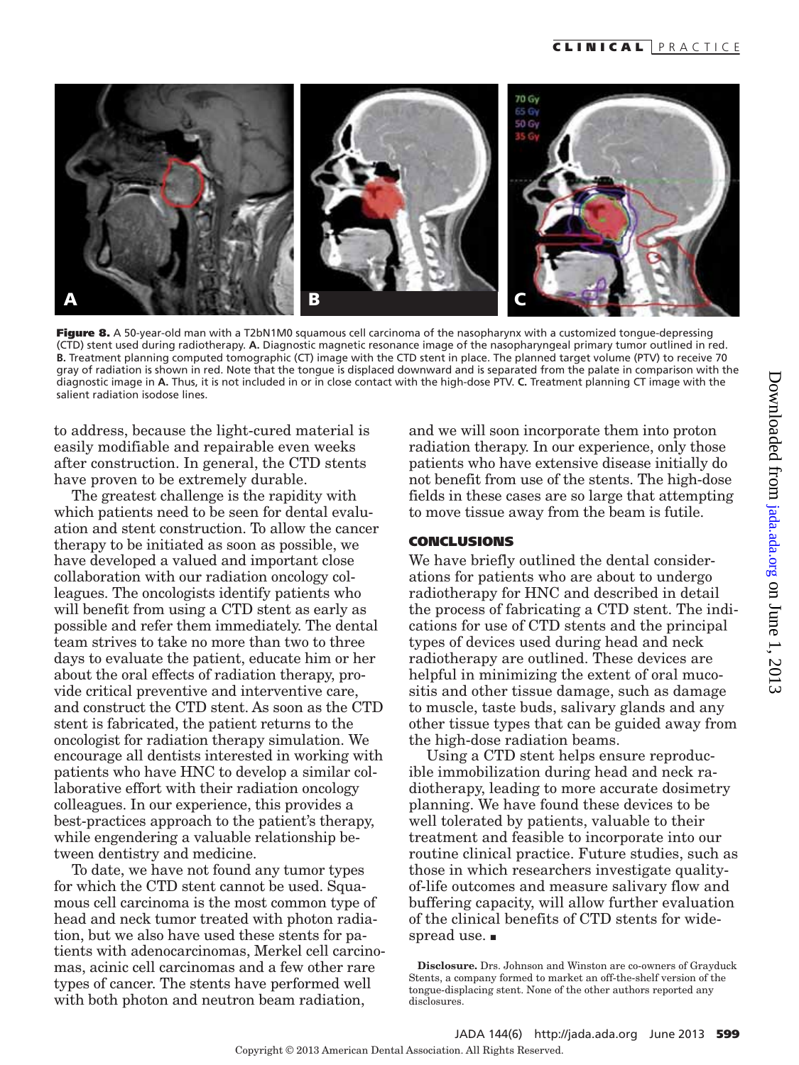**Figure 8.** A 50-year-old man with a T2bN1M0 squamous cell carcinoma of the nasopharynx with a customized tongue-depressing (CTD) stent used during radiotherapy. **A.** Diagnostic magnetic resonance image of the nasopharyngeal primary tumor outlined in red. **B.** Treatment planning computed tomographic (CT) image with the CTD stent in place. The planned target volume (PTV) to receive 70 gray of radiation is shown in red. Note that the tongue is displaced downward and is separated from the palate in comparison with the diagnostic image in **A.** Thus, it is not included in or in close contact with the high-dose PTV. **C.** Treatment planning CT image with the salient radiation isodose lines.

to address, because the light-cured material is easily modifiable and repairable even weeks after construction. In general, the CTD stents have proven to be extremely durable.

The greatest challenge is the rapidity with which patients need to be seen for dental evaluation and stent construction. To allow the cancer therapy to be initiated as soon as possible, we have developed a valued and important close collaboration with our radiation oncology colleagues. The oncologists identify patients who will benefit from using a CTD stent as early as possible and refer them immediately. The dental team strives to take no more than two to three days to evaluate the patient, educate him or her about the oral effects of radiation therapy, provide critical preventive and interventive care, and construct the CTD stent. As soon as the CTD stent is fabricated, the patient returns to the oncologist for radiation therapy simulation. We encourage all dentists interested in working with patients who have HNC to develop a similar collaborative effort with their radiation oncology colleagues. In our experience, this provides a best-practices approach to the patient's therapy, while engendering a valuable relationship between dentistry and medicine.

To date, we have not found any tumor types for which the CTD stent cannot be used. Squamous cell carcinoma is the most common type of head and neck tumor treated with photon radiation, but we also have used these stents for patients with adenocarcinomas, Merkel cell carcinomas, acinic cell carcinomas and a few other rare types of cancer. The stents have performed well with both photon and neutron beam radiation, and we will soon incorporate them into proton radiation therapy. In our experience, only those patients who have extensive disease initially do not benefit from use of the stents. The high-dose fields in these cases are so large that attempting to move tissue away from the beam is futile.

## CONCLUSIONS

We have briefly outlined the dental considerations for patients who are about to undergo radiotherapy for HNC and described in detail the process of fabricating a CTD stent. The indications for use of CTD stents and the principal types of devices used during head and neck radiotherapy are outlined. These devices are helpful in minimizing the extent of oral mucositis and other tissue damage, such as damage to muscle, taste buds, salivary glands and any other tissue types that can be guided away from the high-dose radiation beams.

Using a CTD stent helps ensure reproducible immobilization during head and neck radiotherapy, leading to more accurate dosimetry planning. We have found these devices to be well tolerated by patients, valuable to their treatment and feasible to incorporate into our routine clinical practice. Future studies, such as those in which researchers investigate quality-of-life outcomes and measure salivary flow and buffering capacity, will allow further evaluation of the clinical benefits of CTD stents for widespread use. ■

**Disclosure.** Drs. Johnson and Winston are co-owners of Grayduck Stents, a company formed to market an off-the-shelf version of the tongue-displacing stent. None of the other authors reported any disclosures.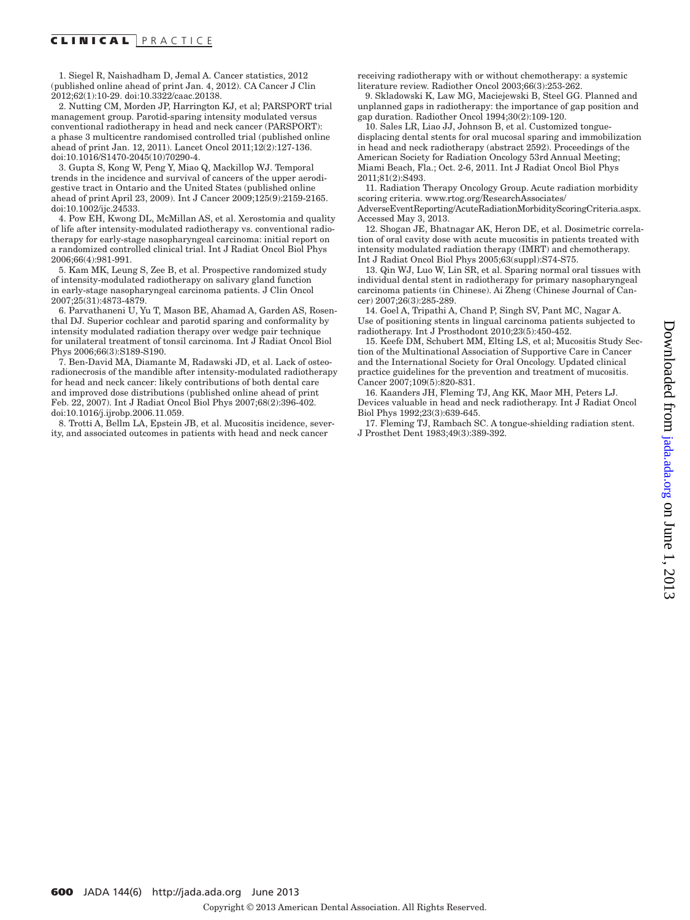1. Siegel R, Naishadham D, Jemal A. Cancer statistics, 2012 (published online ahead of print Jan. 4, 2012). CA Cancer J Clin 2012;62(1):10-29. doi:10.3322/caac.20138.

2. Nutting CM, Morden JP, Harrington KJ, et al; PARSPORT trial management group. Parotid-sparing intensity modulated versus conventional radiotherapy in head and neck cancer (PARSPORT): a phase 3 multicentre randomised controlled trial (published online ahead of print Jan. 12, 2011). Lancet Oncol 2011;12(2):127-136. doi:10.1016/S1470-2045(10)70290-4.

3. Gupta S, Kong W, Peng Y, Miao Q, Mackillop WJ. Temporal trends in the incidence and survival of cancers of the upper aerodigestive tract in Ontario and the United States (published online ahead of print April 23, 2009). Int J Cancer 2009;125(9):2159-2165. doi:10.1002/ijc.24533.

4. Pow EH, Kwong DL, McMillan AS, et al. Xerostomia and quality of life after intensity-modulated radiotherapy vs. conventional radiotherapy for early-stage nasopharyngeal carcinoma: initial report on a randomized controlled clinical trial. Int J Radiat Oncol Biol Phys 2006;66(4):981-991.

5. Kam MK, Leung S, Zee B, et al. Prospective randomized study of intensity-modulated radiotherapy on salivary gland function in early-stage nasopharyngeal carcinoma patients. J Clin Oncol 2007;25(31):4873-4879.

6. Parvathaneni U, Yu T, Mason BE, Ahamad A, Garden AS, Rosenthal DJ. Superior cochlear and parotid sparing and conformality by intensity modulated radiation therapy over wedge pair technique for unilateral treatment of tonsil carcinoma. Int J Radiat Oncol Biol Phys 2006;66(3):S189-S190.

7. Ben-David MA, Diamante M, Radawski JD, et al. Lack of osteoradionecrosis of the mandible after intensity-modulated radiotherapy for head and neck cancer: likely contributions of both dental care and improved dose distributions (published online ahead of print Feb. 22, 2007). Int J Radiat Oncol Biol Phys 2007;68(2):396-402. doi:10.1016/j.ijrobp.2006.11.059.

8. Trotti A, Bellm LA, Epstein JB, et al. Mucositis incidence, severity, and associated outcomes in patients with head and neck cancer receiving radiotherapy with or without chemotherapy: a systemic literature review. Radiother Oncol 2003;66(3):253-262.

9. Skladowski K, Law MG, Maciejewski B, Steel GG. Planned and unplanned gaps in radiotherapy: the importance of gap position and gap duration. Radiother Oncol 1994;30(2):109-120.

10. Sales LR, Liao JJ, Johnson B, et al. Customized tongue-displacing dental stents for oral mucosal sparing and immobilization in head and neck radiotherapy (abstract 2592). Proceedings of the American Society for Radiation Oncology 53rd Annual Meeting; Miami Beach, Fla.; Oct. 2-6, 2011. Int J Radiat Oncol Biol Phys 2011;81(2):S493.

11. Radiation Therapy Oncology Group. Acute radiation morbidity scoring criteria. www.rtog.org/ResearchAssociates/AdverseEventReporting/AcuteRadiationMorbidityScoringCriteria.aspx. Accessed May 3, 2013.

12. Shogan JE, Bhatnagar AK, Heron DE, et al. Dosimetric correlation of oral cavity dose with acute mucositis in patients treated with intensity modulated radiation therapy (IMRT) and chemotherapy. Int J Radiat Oncol Biol Phys 2005;63(suppl):S74-S75.

13. Qin WJ, Luo W, Lin SR, et al. Sparing normal oral tissues with individual dental stent in radiotherapy for primary nasopharyngeal carcinoma patients (in Chinese). Ai Zheng (Chinese Journal of Cancer) 2007;26(3):285-289.

14. Goel A, Tripathi A, Chand P, Singh SV, Pant MC, Nagar A. Use of positioning stents in lingual carcinoma patients subjected to radiotherapy. Int J Prosthodont 2010;23(5):450-452.

15. Keefe DM, Schubert MM, Elting LS, et al; Mucositis Study Section of the Multinational Association of Supportive Care in Cancer and the International Society for Oral Oncology. Updated clinical practice guidelines for the prevention and treatment of mucositis. Cancer 2007;109(5):820-831.

16. Kaanders JH, Fleming TJ, Ang KK, Maor MH, Peters LJ. Devices valuable in head and neck radiotherapy. Int J Radiat Oncol Biol Phys 1992;23(3):639-645.

17. Fleming TJ, Rambach SC. A tongue-shielding radiation stent. J Prosthet Dent 1983;49(3):389-392.